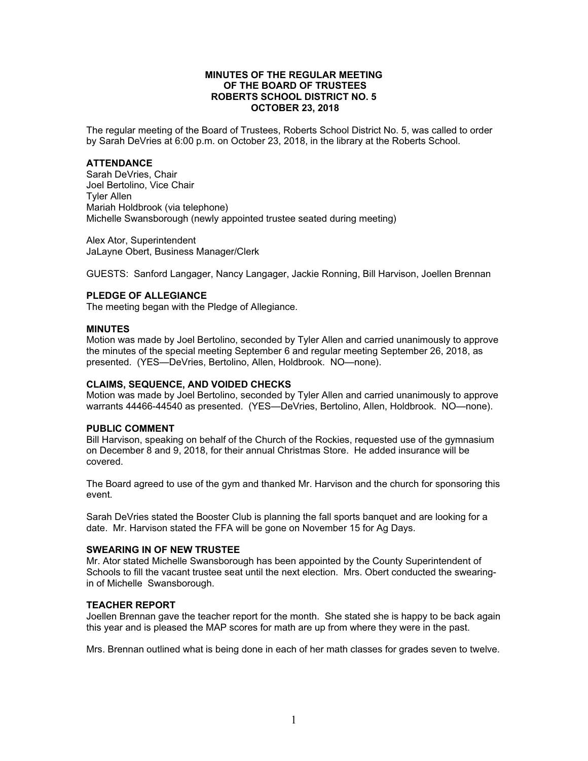**MINUTES OF THE REGULAR MEETING**
**OF THE BOARD OF TRUSTEES**
**ROBERTS SCHOOL DISTRICT NO. 5**
**OCTOBER 23, 2018**

The regular meeting of the Board of Trustees, Roberts School District No. 5, was called to order by Sarah DeVries at 6:00 p.m. on October 23, 2018, in the library at the Roberts School.

**ATTENDANCE**

Sarah DeVries, Chair
Joel Bertolino, Vice Chair
Tyler Allen
Mariah Holdbrook (via telephone)
Michelle Swansborough (newly appointed trustee seated during meeting)

Alex Ator, Superintendent
JaLayne Obert, Business Manager/Clerk

GUESTS: Sanford Langager, Nancy Langager, Jackie Ronning, Bill Harvison, Joellen Brennan

**PLEDGE OF ALLEGIANCE**

The meeting began with the Pledge of Allegiance.

**MINUTES**

Motion was made by Joel Bertolino, seconded by Tyler Allen and carried unanimously to approve the minutes of the special meeting September 6 and regular meeting September 26, 2018, as presented. (YES—DeVries, Bertolino, Allen, Holdbrook. NO—none).

**CLAIMS, SEQUENCE, AND VOIDED CHECKS**

Motion was made by Joel Bertolino, seconded by Tyler Allen and carried unanimously to approve warrants 44466-44540 as presented. (YES—DeVries, Bertolino, Allen, Holdbrook. NO—none).

**PUBLIC COMMENT**

Bill Harvison, speaking on behalf of the Church of the Rockies, requested use of the gymnasium on December 8 and 9, 2018, for their annual Christmas Store. He added insurance will be covered.

The Board agreed to use of the gym and thanked Mr. Harvison and the church for sponsoring this event.

Sarah DeVries stated the Booster Club is planning the fall sports banquet and are looking for a date. Mr. Harvison stated the FFA will be gone on November 15 for Ag Days.

**SWEARING IN OF NEW TRUSTEE**

Mr. Ator stated Michelle Swansborough has been appointed by the County Superintendent of Schools to fill the vacant trustee seat until the next election. Mrs. Obert conducted the swearing-in of Michelle Swansborough.

**TEACHER REPORT**

Joellen Brennan gave the teacher report for the month. She stated she is happy to be back again this year and is pleased the MAP scores for math are up from where they were in the past.

Mrs. Brennan outlined what is being done in each of her math classes for grades seven to twelve.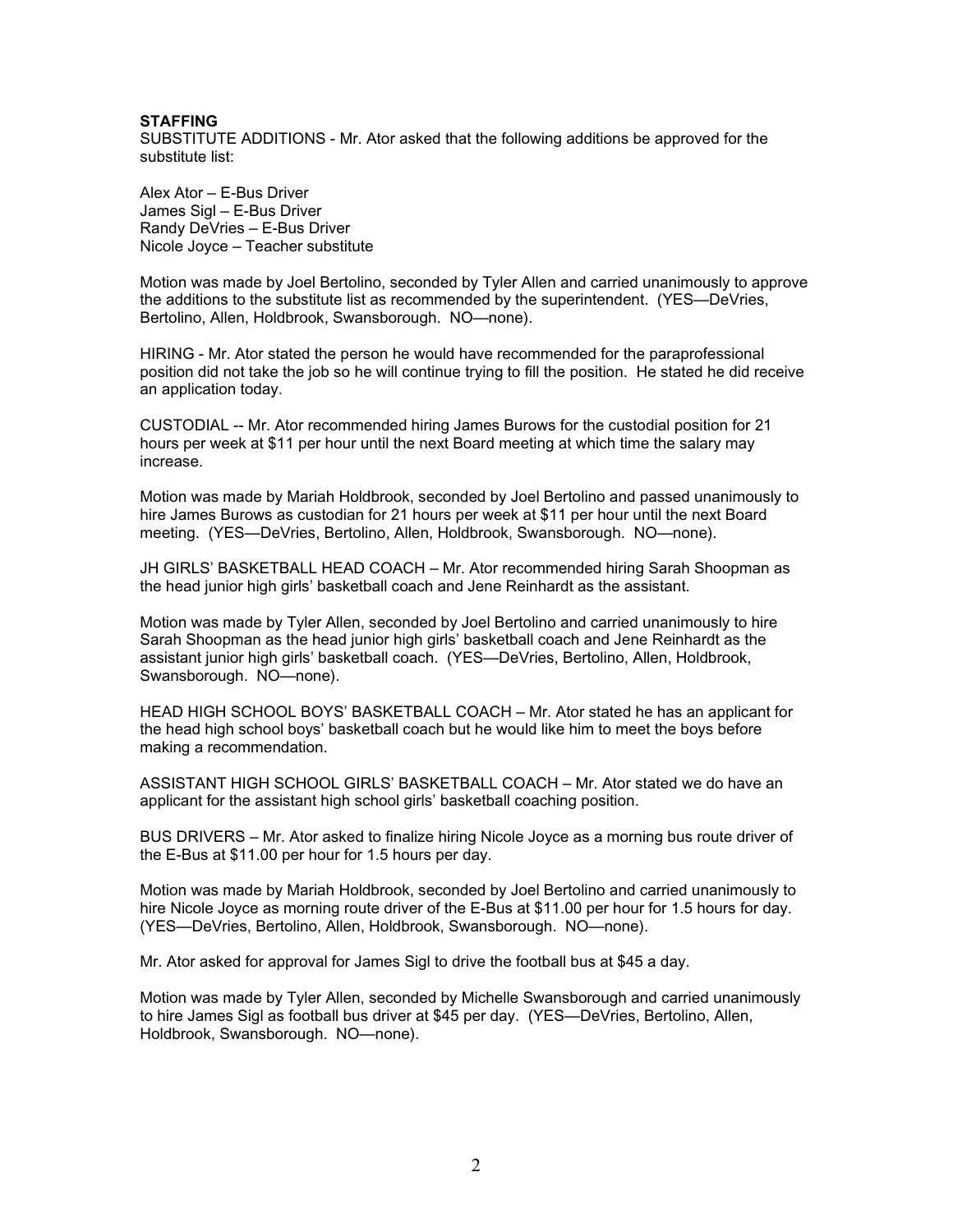**STAFFING**

SUBSTITUTE ADDITIONS - Mr. Ator asked that the following additions be approved for the substitute list:

Alex Ator – E-Bus Driver
James Sigl – E-Bus Driver
Randy DeVries – E-Bus Driver
Nicole Joyce – Teacher substitute

Motion was made by Joel Bertolino, seconded by Tyler Allen and carried unanimously to approve the additions to the substitute list as recommended by the superintendent. (YES—DeVries, Bertolino, Allen, Holdbrook, Swansborough. NO—none).

HIRING - Mr. Ator stated the person he would have recommended for the paraprofessional position did not take the job so he will continue trying to fill the position. He stated he did receive an application today.

CUSTODIAL -- Mr. Ator recommended hiring James Burows for the custodial position for 21 hours per week at $11 per hour until the next Board meeting at which time the salary may increase.

Motion was made by Mariah Holdbrook, seconded by Joel Bertolino and passed unanimously to hire James Burows as custodian for 21 hours per week at $11 per hour until the next Board meeting. (YES—DeVries, Bertolino, Allen, Holdbrook, Swansborough. NO—none).

JH GIRLS' BASKETBALL HEAD COACH – Mr. Ator recommended hiring Sarah Shoopman as the head junior high girls' basketball coach and Jene Reinhardt as the assistant.

Motion was made by Tyler Allen, seconded by Joel Bertolino and carried unanimously to hire Sarah Shoopman as the head junior high girls' basketball coach and Jene Reinhardt as the assistant junior high girls' basketball coach. (YES—DeVries, Bertolino, Allen, Holdbrook, Swansborough. NO—none).

HEAD HIGH SCHOOL BOYS' BASKETBALL COACH – Mr. Ator stated he has an applicant for the head high school boys' basketball coach but he would like him to meet the boys before making a recommendation.

ASSISTANT HIGH SCHOOL GIRLS' BASKETBALL COACH – Mr. Ator stated we do have an applicant for the assistant high school girls' basketball coaching position.

BUS DRIVERS – Mr. Ator asked to finalize hiring Nicole Joyce as a morning bus route driver of the E-Bus at $11.00 per hour for 1.5 hours per day.

Motion was made by Mariah Holdbrook, seconded by Joel Bertolino and carried unanimously to hire Nicole Joyce as morning route driver of the E-Bus at $11.00 per hour for 1.5 hours for day. (YES—DeVries, Bertolino, Allen, Holdbrook, Swansborough. NO—none).

Mr. Ator asked for approval for James Sigl to drive the football bus at $45 a day.

Motion was made by Tyler Allen, seconded by Michelle Swansborough and carried unanimously to hire James Sigl as football bus driver at $45 per day. (YES—DeVries, Bertolino, Allen, Holdbrook, Swansborough. NO—none).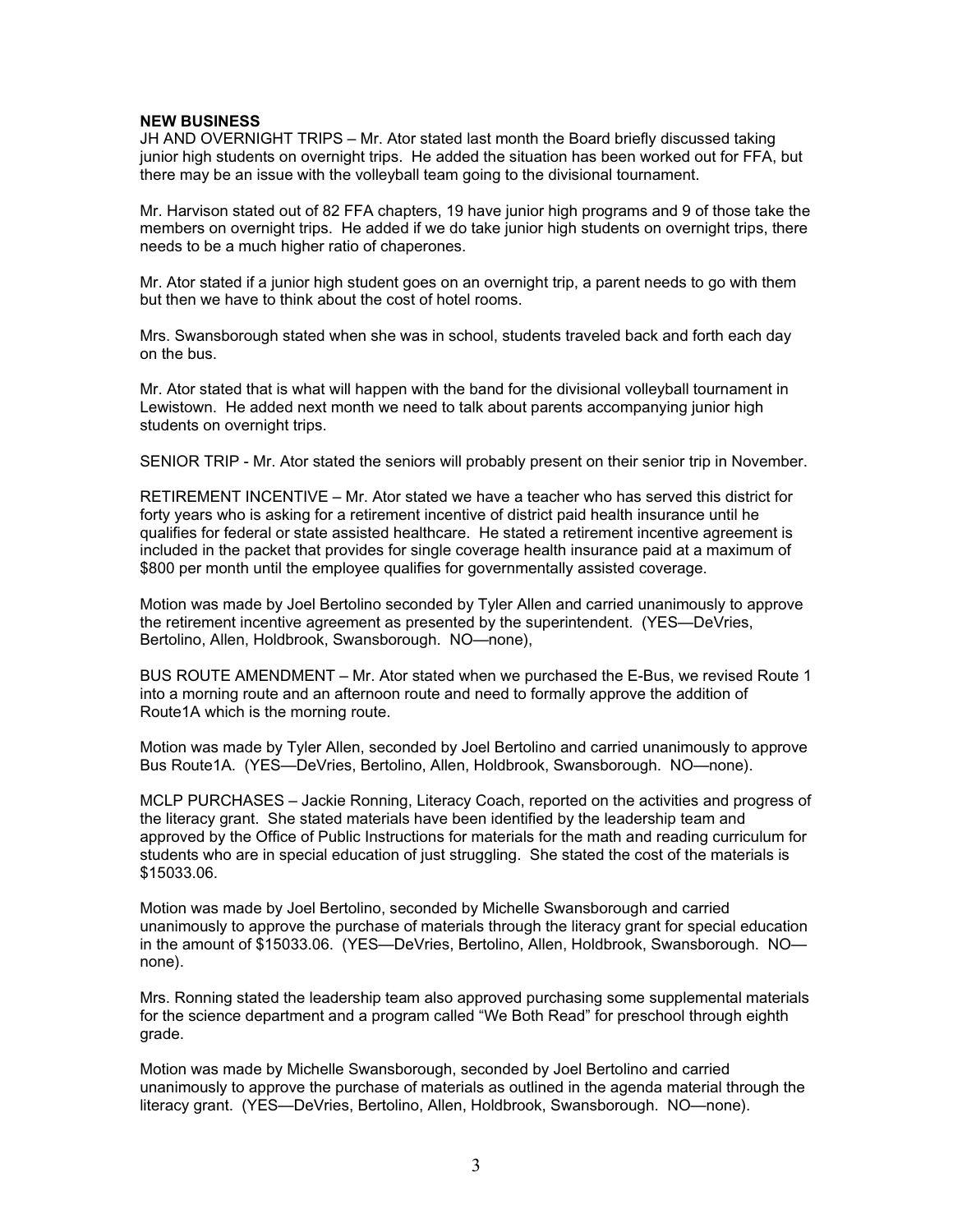**NEW BUSINESS**

JH AND OVERNIGHT TRIPS – Mr. Ator stated last month the Board briefly discussed taking junior high students on overnight trips. He added the situation has been worked out for FFA, but there may be an issue with the volleyball team going to the divisional tournament.

Mr. Harvison stated out of 82 FFA chapters, 19 have junior high programs and 9 of those take the members on overnight trips. He added if we do take junior high students on overnight trips, there needs to be a much higher ratio of chaperones.

Mr. Ator stated if a junior high student goes on an overnight trip, a parent needs to go with them but then we have to think about the cost of hotel rooms.

Mrs. Swansborough stated when she was in school, students traveled back and forth each day on the bus.

Mr. Ator stated that is what will happen with the band for the divisional volleyball tournament in Lewistown. He added next month we need to talk about parents accompanying junior high students on overnight trips.

SENIOR TRIP - Mr. Ator stated the seniors will probably present on their senior trip in November.

RETIREMENT INCENTIVE – Mr. Ator stated we have a teacher who has served this district for forty years who is asking for a retirement incentive of district paid health insurance until he qualifies for federal or state assisted healthcare. He stated a retirement incentive agreement is included in the packet that provides for single coverage health insurance paid at a maximum of $800 per month until the employee qualifies for governmentally assisted coverage.

Motion was made by Joel Bertolino seconded by Tyler Allen and carried unanimously to approve the retirement incentive agreement as presented by the superintendent. (YES—DeVries, Bertolino, Allen, Holdbrook, Swansborough. NO—none),

BUS ROUTE AMENDMENT – Mr. Ator stated when we purchased the E-Bus, we revised Route 1 into a morning route and an afternoon route and need to formally approve the addition of Route1A which is the morning route.

Motion was made by Tyler Allen, seconded by Joel Bertolino and carried unanimously to approve Bus Route1A. (YES—DeVries, Bertolino, Allen, Holdbrook, Swansborough. NO—none).

MCLP PURCHASES – Jackie Ronning, Literacy Coach, reported on the activities and progress of the literacy grant. She stated materials have been identified by the leadership team and approved by the Office of Public Instructions for materials for the math and reading curriculum for students who are in special education of just struggling. She stated the cost of the materials is $15033.06.

Motion was made by Joel Bertolino, seconded by Michelle Swansborough and carried unanimously to approve the purchase of materials through the literacy grant for special education in the amount of $15033.06. (YES—DeVries, Bertolino, Allen, Holdbrook, Swansborough. NO—none).

Mrs. Ronning stated the leadership team also approved purchasing some supplemental materials for the science department and a program called "We Both Read" for preschool through eighth grade.

Motion was made by Michelle Swansborough, seconded by Joel Bertolino and carried unanimously to approve the purchase of materials as outlined in the agenda material through the literacy grant. (YES—DeVries, Bertolino, Allen, Holdbrook, Swansborough. NO—none).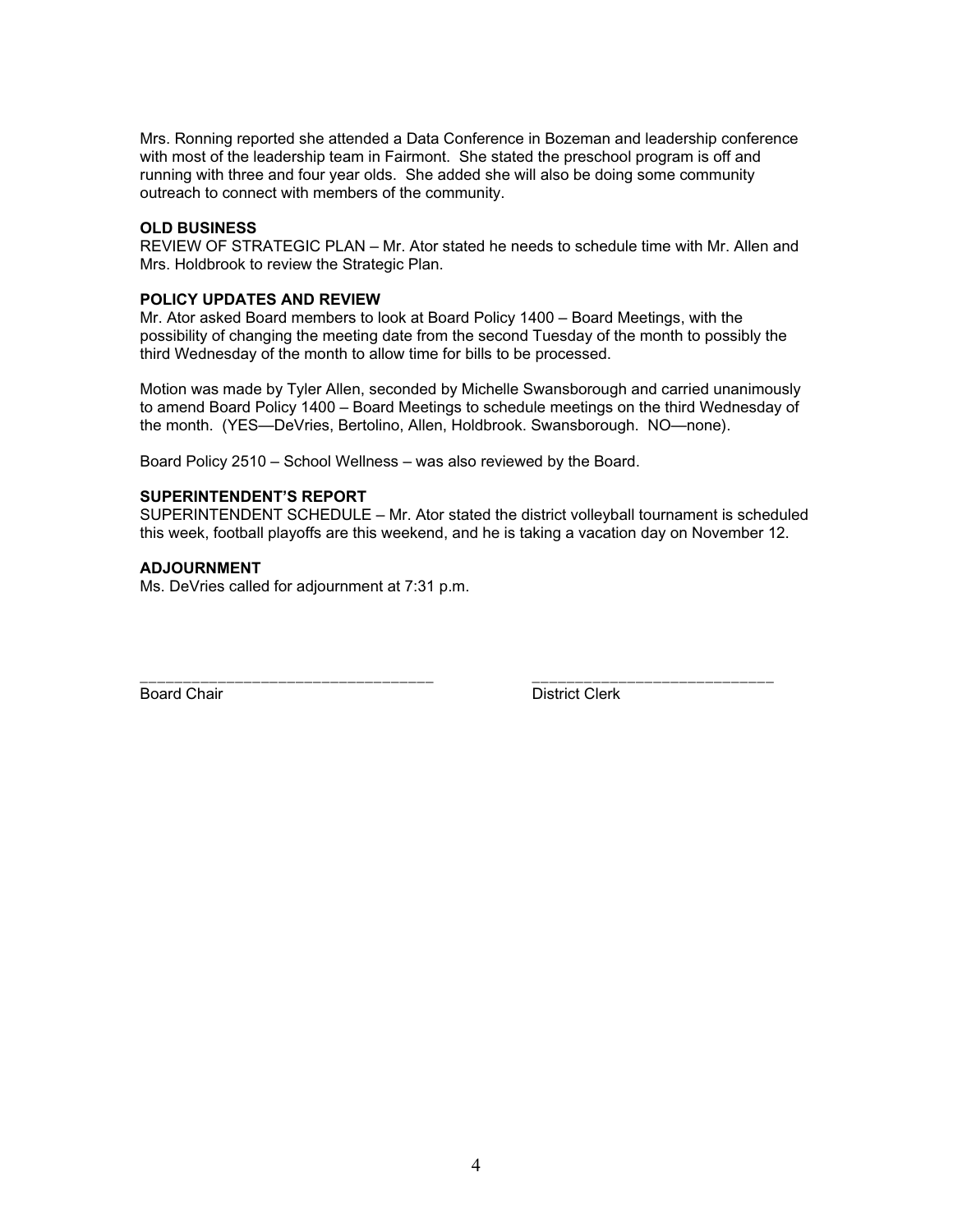Mrs. Ronning reported she attended a Data Conference in Bozeman and leadership conference with most of the leadership team in Fairmont. She stated the preschool program is off and running with three and four year olds. She added she will also be doing some community outreach to connect with members of the community.

**OLD BUSINESS**

REVIEW OF STRATEGIC PLAN – Mr. Ator stated he needs to schedule time with Mr. Allen and Mrs. Holdbrook to review the Strategic Plan.

**POLICY UPDATES AND REVIEW**

Mr. Ator asked Board members to look at Board Policy 1400 – Board Meetings, with the possibility of changing the meeting date from the second Tuesday of the month to possibly the third Wednesday of the month to allow time for bills to be processed.

Motion was made by Tyler Allen, seconded by Michelle Swansborough and carried unanimously to amend Board Policy 1400 – Board Meetings to schedule meetings on the third Wednesday of the month. (YES—DeVries, Bertolino, Allen, Holdbrook. Swansborough. NO—none).

Board Policy 2510 – School Wellness – was also reviewed by the Board.

**SUPERINTENDENT'S REPORT**

SUPERINTENDENT SCHEDULE – Mr. Ator stated the district volleyball tournament is scheduled this week, football playoffs are this weekend, and he is taking a vacation day on November 12.

**ADJOURNMENT**

Ms. DeVries called for adjournment at 7:31 p.m.

\_\_\_\_\_\_\_\_\_\_\_\_\_\_\_\_\_\_\_\_\_\_\_\_\_\_\_\_\_\_\_\_\_\_ &nbsp;&nbsp;&nbsp;&nbsp; \_\_\_\_\_\_\_\_\_\_\_\_\_\_\_\_\_\_\_\_\_\_\_\_\_\_\_\_
Board Chair &nbsp;&nbsp;&nbsp;&nbsp; District Clerk